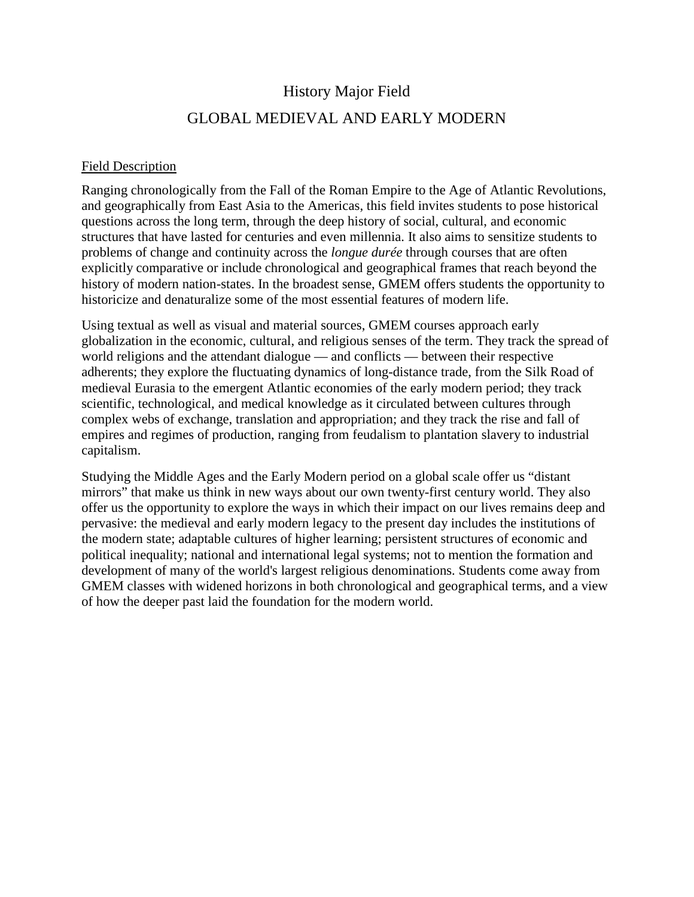# History Major Field

## GLOBAL MEDIEVAL AND EARLY MODERN

### Field Description

Ranging chronologically from the Fall of the Roman Empire to the Age of Atlantic Revolutions, and geographically from East Asia to the Americas, this field invites students to pose historical questions across the long term, through the deep history of social, cultural, and economic structures that have lasted for centuries and even millennia. It also aims to sensitize students to problems of change and continuity across the *longue durée* through courses that are often explicitly comparative or include chronological and geographical frames that reach beyond the history of modern nation-states. In the broadest sense, GMEM offers students the opportunity to historicize and denaturalize some of the most essential features of modern life.

Using textual as well as visual and material sources, GMEM courses approach early globalization in the economic, cultural, and religious senses of the term. They track the spread of world religions and the attendant dialogue — and conflicts — between their respective adherents; they explore the fluctuating dynamics of long-distance trade, from the Silk Road of medieval Eurasia to the emergent Atlantic economies of the early modern period; they track scientific, technological, and medical knowledge as it circulated between cultures through complex webs of exchange, translation and appropriation; and they track the rise and fall of empires and regimes of production, ranging from feudalism to plantation slavery to industrial capitalism.

Studying the Middle Ages and the Early Modern period on a global scale offer us "distant mirrors" that make us think in new ways about our own twenty-first century world. They also offer us the opportunity to explore the ways in which their impact on our lives remains deep and pervasive: the medieval and early modern legacy to the present day includes the institutions of the modern state; adaptable cultures of higher learning; persistent structures of economic and political inequality; national and international legal systems; not to mention the formation and development of many of the world's largest religious denominations. Students come away from GMEM classes with widened horizons in both chronological and geographical terms, and a view of how the deeper past laid the foundation for the modern world.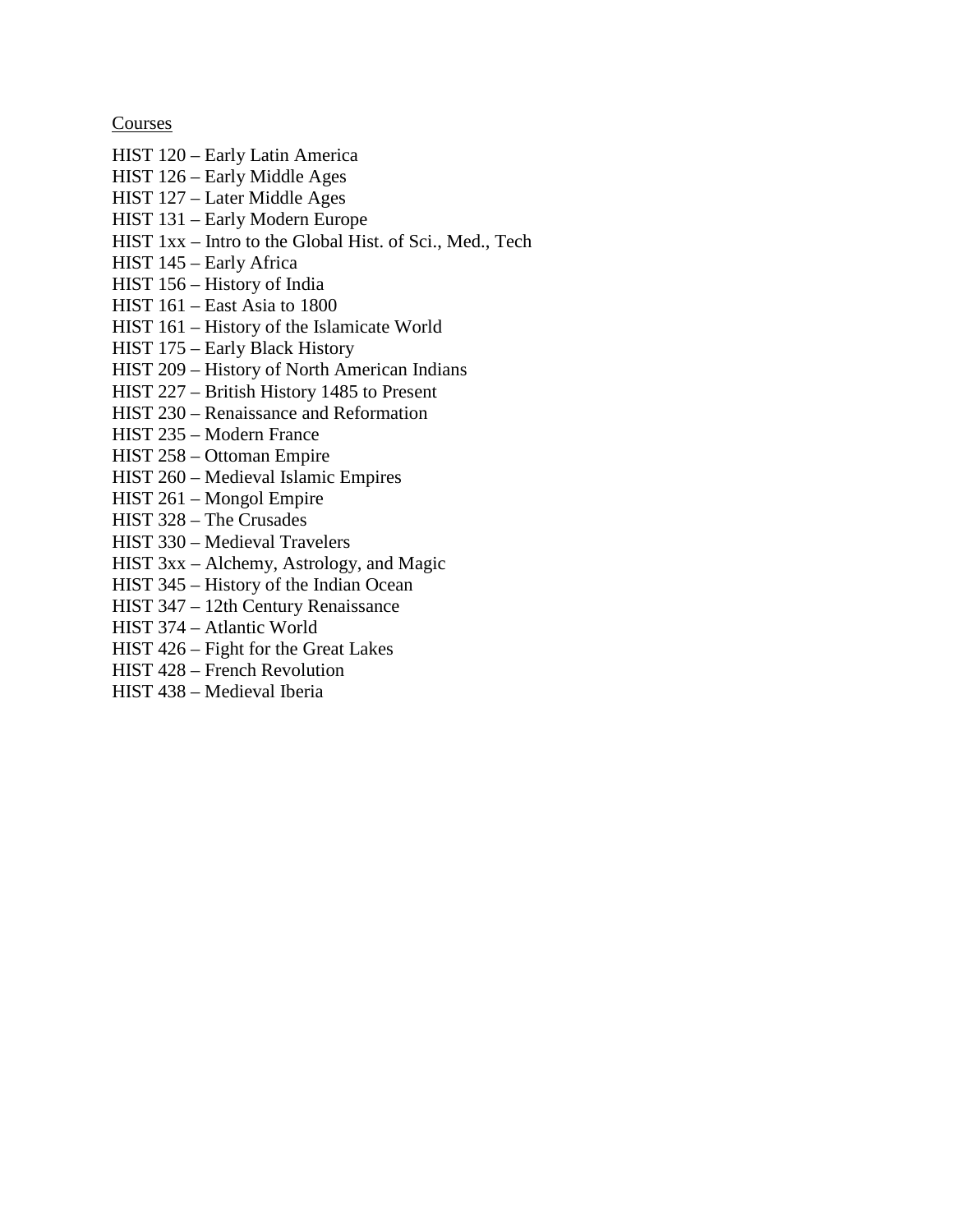Courses

HIST 120 – Early Latin America
HIST 126 – Early Middle Ages
HIST 127 – Later Middle Ages
HIST 131 – Early Modern Europe
HIST 1xx – Intro to the Global Hist. of Sci., Med., Tech
HIST 145 – Early Africa
HIST 156 – History of India
HIST 161 – East Asia to 1800
HIST 161 – History of the Islamicate World
HIST 175 – Early Black History
HIST 209 – History of North American Indians
HIST 227 – British History 1485 to Present
HIST 230 – Renaissance and Reformation
HIST 235 – Modern France
HIST 258 – Ottoman Empire
HIST 260 – Medieval Islamic Empires
HIST 261 – Mongol Empire
HIST 328 – The Crusades
HIST 330 – Medieval Travelers
HIST 3xx – Alchemy, Astrology, and Magic
HIST 345 – History of the Indian Ocean
HIST 347 – 12th Century Renaissance
HIST 374 – Atlantic World
HIST 426 – Fight for the Great Lakes
HIST 428 – French Revolution
HIST 438 – Medieval Iberia